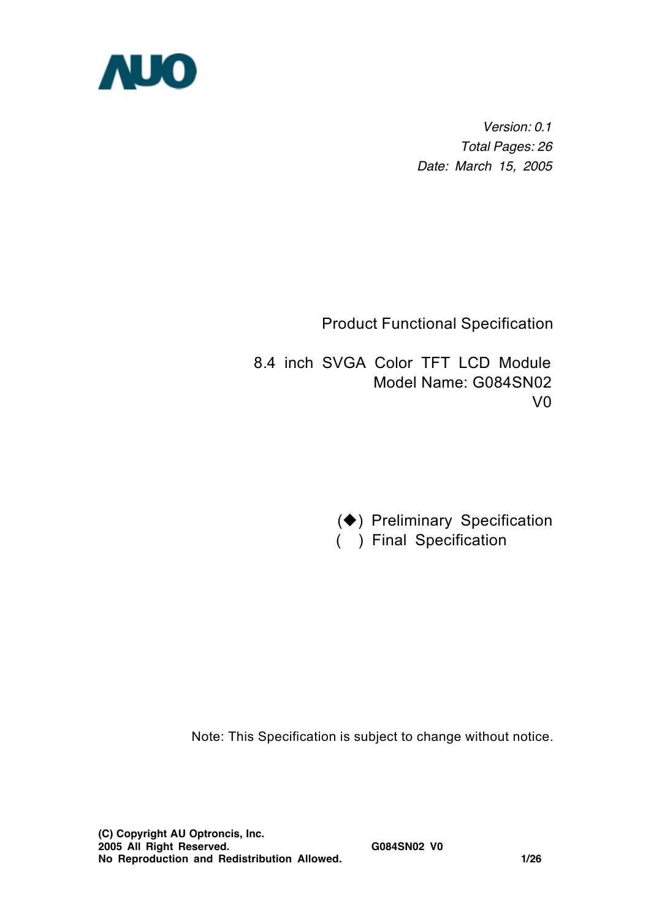AUO

*Version: 0.1*
*Total Pages: 26*
*Date: March 15, 2005*

# Product Functional Specification

## 8.4 inch SVGA Color TFT LCD Module
## Model Name: G084SN02 V0

(◆) Preliminary Specification
( ) Final Specification

Note: This Specification is subject to change without notice.

**(C) Copyright AU Optroncis, Inc.**
**2005 All Right Reserved.**
**No Reproduction and Redistribution Allowed.**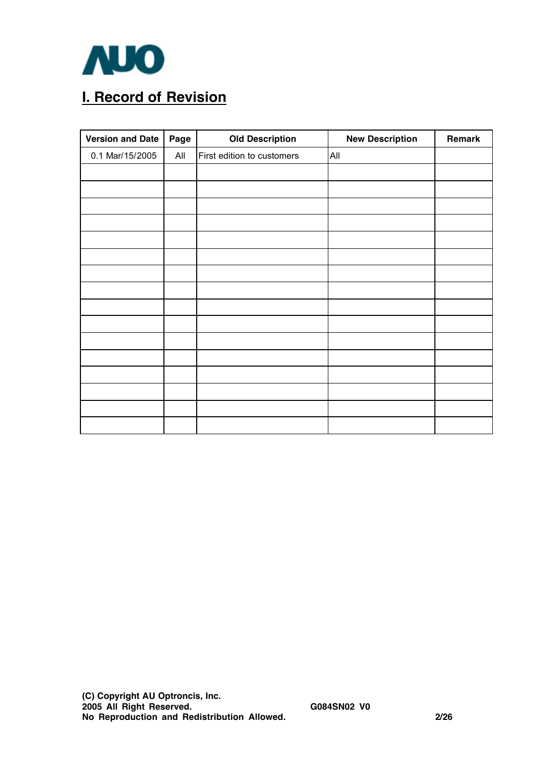# I. Record of Revision

| Version and Date | Page | Old Description | New Description | Remark |
|---|---|---|---|---|
| 0.1 Mar/15/2005 | All | First edition to customers | All | |
| | | | | |
| | | | | |
| | | | | |
| | | | | |
| | | | | |
| | | | | |
| | | | | |
| | | | | |
| | | | | |
| | | | | |
| | | | | |
| | | | | |
| | | | | |
| | | | | |
| | | | | |
| | | | | |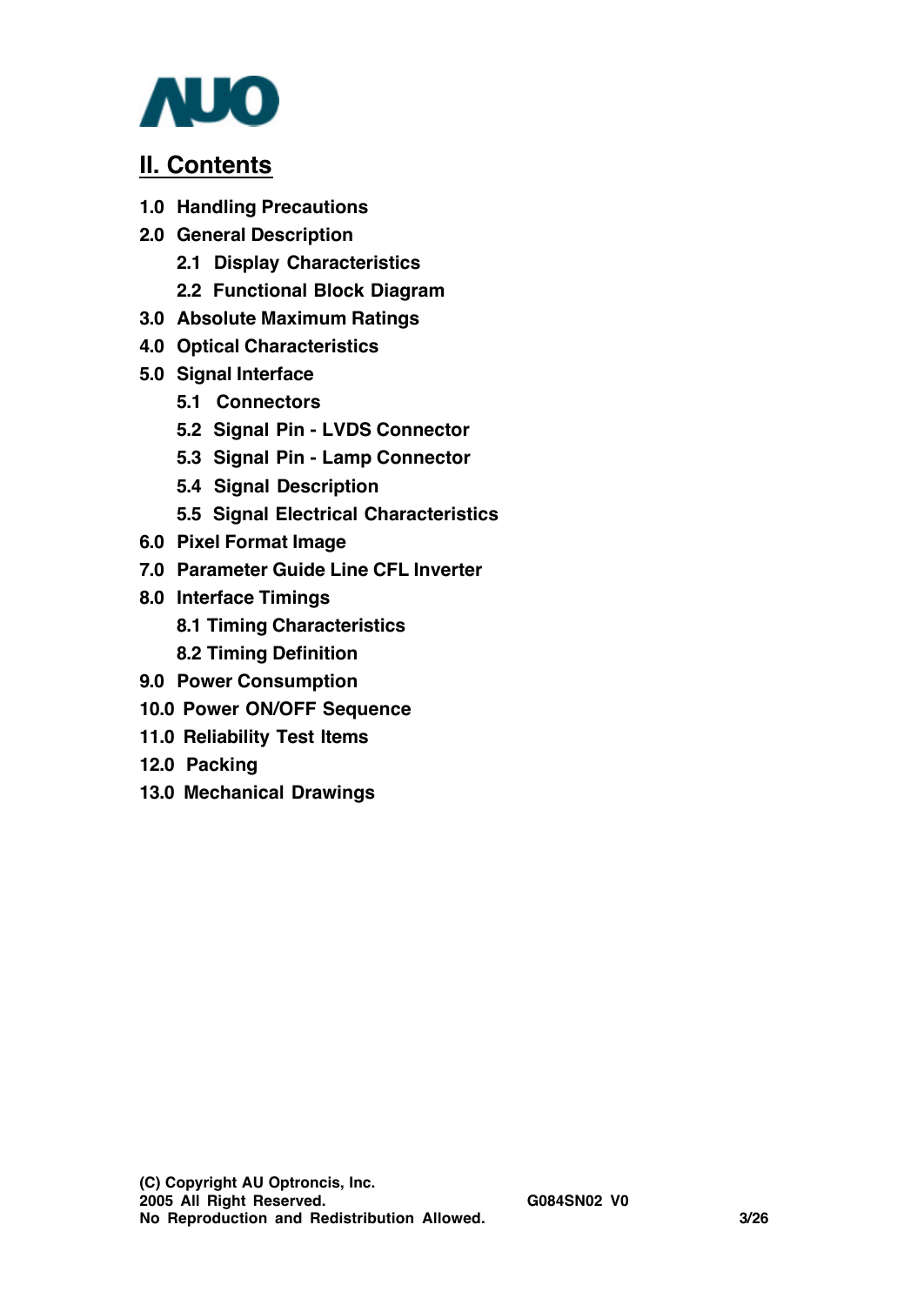## II. Contents

1.0 Handling Precautions

2.0 General Description

- 2.1 Display Characteristics
- 2.2 Functional Block Diagram

3.0 Absolute Maximum Ratings

4.0 Optical Characteristics

5.0 Signal Interface

- 5.1 Connectors
- 5.2 Signal Pin - LVDS Connector
- 5.3 Signal Pin - Lamp Connector
- 5.4 Signal Description
- 5.5 Signal Electrical Characteristics

6.0 Pixel Format Image

7.0 Parameter Guide Line CFL Inverter

8.0 Interface Timings

- 8.1 Timing Characteristics
- 8.2 Timing Definition

9.0 Power Consumption

10.0 Power ON/OFF Sequence

11.0 Reliability Test Items

12.0 Packing

13.0 Mechanical Drawings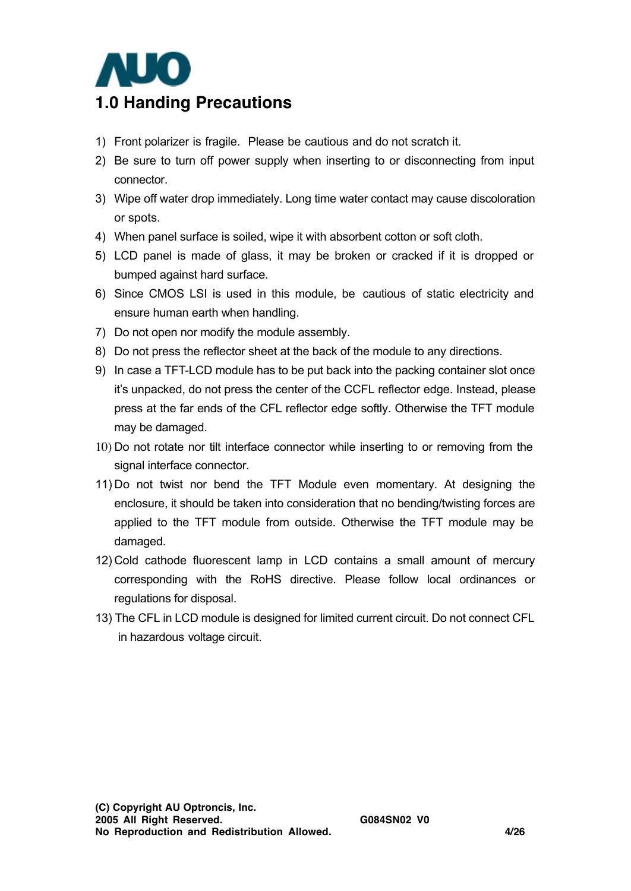# 1.0 Handing Precautions

1) Front polarizer is fragile. Please be cautious and do not scratch it.
2) Be sure to turn off power supply when inserting to or disconnecting from input connector.
3) Wipe off water drop immediately. Long time water contact may cause discoloration or spots.
4) When panel surface is soiled, wipe it with absorbent cotton or soft cloth.
5) LCD panel is made of glass, it may be broken or cracked if it is dropped or bumped against hard surface.
6) Since CMOS LSI is used in this module, be cautious of static electricity and ensure human earth when handling.
7) Do not open nor modify the module assembly.
8) Do not press the reflector sheet at the back of the module to any directions.
9) In case a TFT-LCD module has to be put back into the packing container slot once it's unpacked, do not press the center of the CCFL reflector edge. Instead, please press at the far ends of the CFL reflector edge softly. Otherwise the TFT module may be damaged.
10) Do not rotate nor tilt interface connector while inserting to or removing from the signal interface connector.
11) Do not twist nor bend the TFT Module even momentary. At designing the enclosure, it should be taken into consideration that no bending/twisting forces are applied to the TFT module from outside. Otherwise the TFT module may be damaged.
12) Cold cathode fluorescent lamp in LCD contains a small amount of mercury corresponding with the RoHS directive. Please follow local ordinances or regulations for disposal.
13) The CFL in LCD module is designed for limited current circuit. Do not connect CFL in hazardous voltage circuit.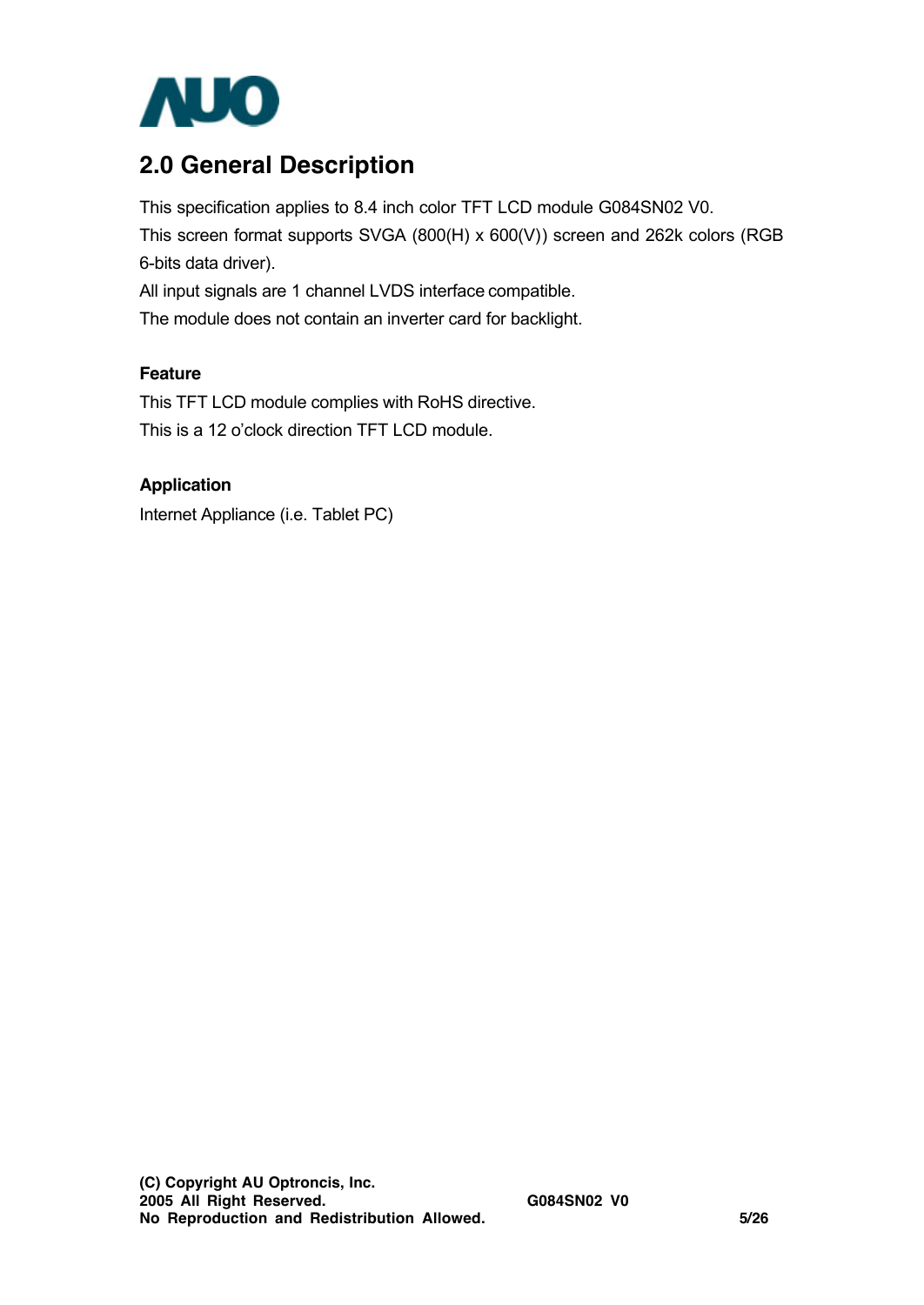## 2.0 General Description

This specification applies to 8.4 inch color TFT LCD module G084SN02 V0.
This screen format supports SVGA (800(H) x 600(V)) screen and 262k colors (RGB 6-bits data driver).
All input signals are 1 channel LVDS interface compatible.
The module does not contain an inverter card for backlight.

### Feature

This TFT LCD module complies with RoHS directive.
This is a 12 o'clock direction TFT LCD module.

### Application

Internet Appliance (i.e. Tablet PC)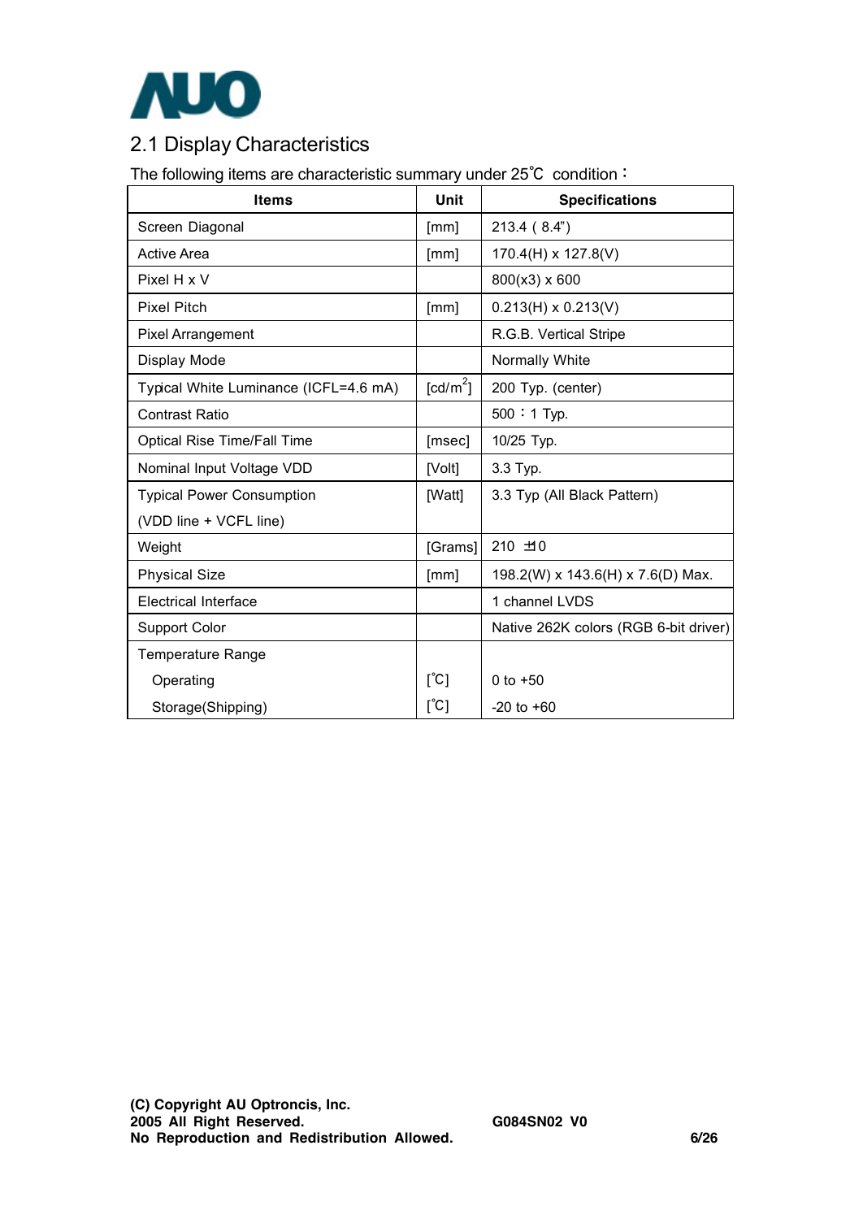## 2.1 Display Characteristics

The following items are characteristic summary under 25℃ condition：

| Items | Unit | Specifications |
|---|---|---|
| Screen Diagonal | [mm] | 213.4 ( 8.4") |
| Active Area | [mm] | 170.4(H) x 127.8(V) |
| Pixel H x V | | 800(x3) x 600 |
| Pixel Pitch | [mm] | 0.213(H) x 0.213(V) |
| Pixel Arrangement | | R.G.B. Vertical Stripe |
| Display Mode | | Normally White |
| Typical White Luminance (ICFL=4.6 mA) | [cd/m$^2$] | 200 Typ. (center) |
| Contrast Ratio | | 500：1 Typ. |
| Optical Rise Time/Fall Time | [msec] | 10/25 Typ. |
| Nominal Input Voltage VDD | [Volt] | 3.3 Typ. |
| Typical Power Consumption (VDD line + VCFL line) | [Watt] | 3.3 Typ (All Black Pattern) |
| Weight | [Grams] | 210 ±10 |
| Physical Size | [mm] | 198.2(W) x 143.6(H) x 7.6(D) Max. |
| Electrical Interface | | 1 channel LVDS |
| Support Color | | Native 262K colors (RGB 6-bit driver) |
| Temperature Range | | |
| Operating | [℃] | 0 to +50 |
| Storage(Shipping) | [℃] | -20 to +60 |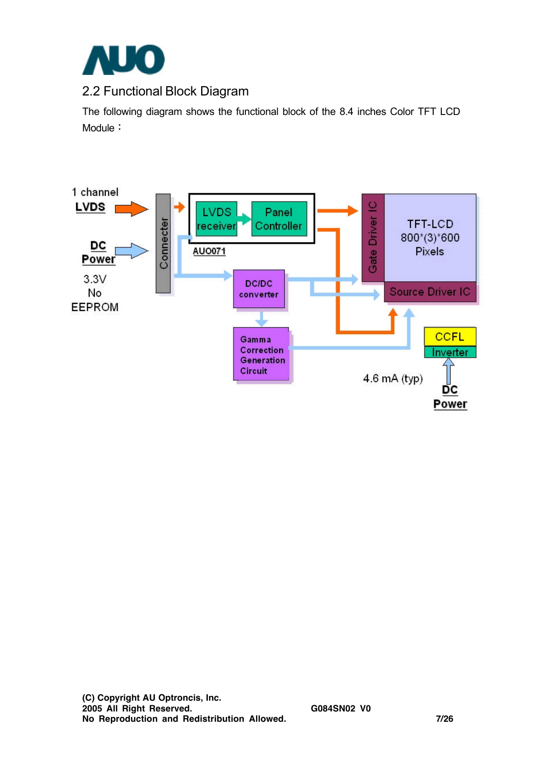## 2.2 Functional Block Diagram

The following diagram shows the functional block of the 8.4 inches Color TFT LCD Module：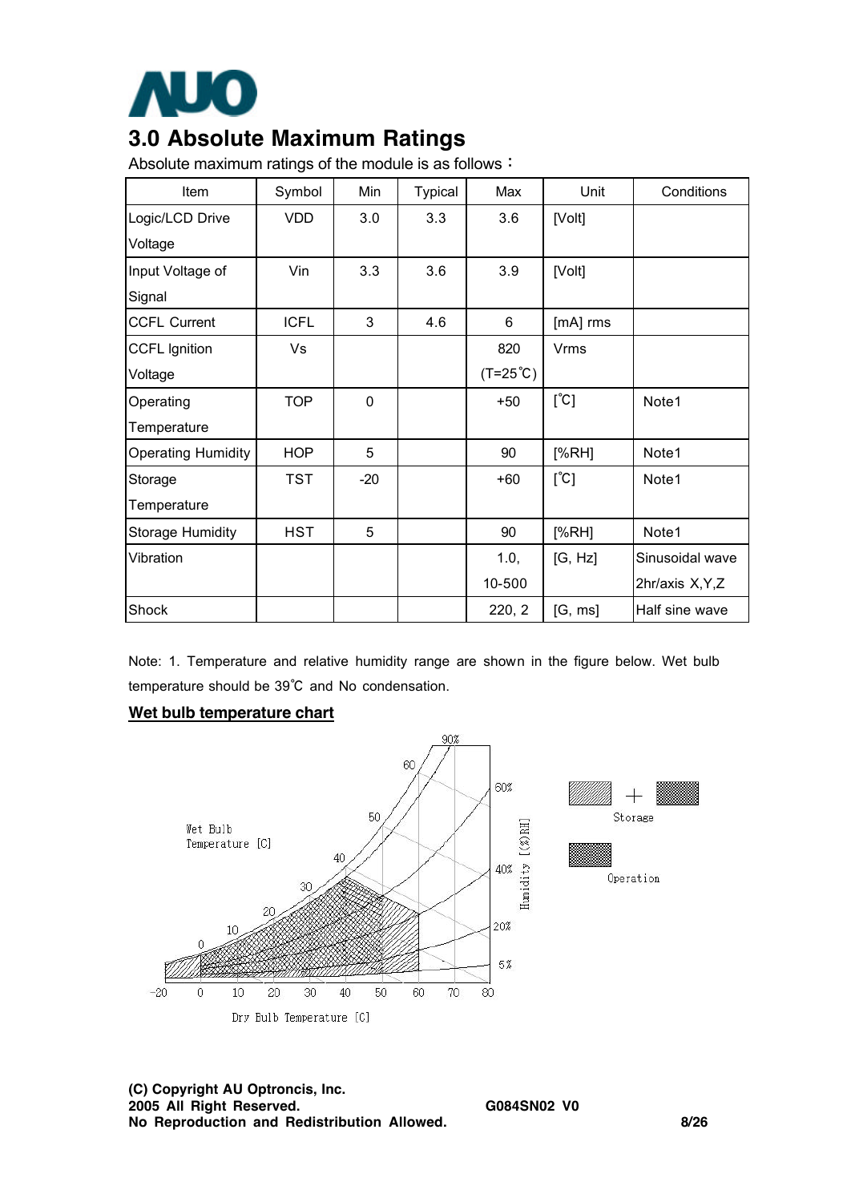## 3.0 Absolute Maximum Ratings

Absolute maximum ratings of the module is as follows：

| Item | Symbol | Min | Typical | Max | Unit | Conditions |
|---|---|---|---|---|---|---|
| Logic/LCD Drive Voltage | VDD | 3.0 | 3.3 | 3.6 | [Volt] | |
| Input Voltage of Signal | Vin | 3.3 | 3.6 | 3.9 | [Volt] | |
| CCFL Current | ICFL | 3 | 4.6 | 6 | [mA] rms | |
| CCFL Ignition Voltage | Vs | | | 820 (T=25℃) | Vrms | |
| Operating Temperature | TOP | 0 | | +50 | [℃] | Note1 |
| Operating Humidity | HOP | 5 | | 90 | [%RH] | Note1 |
| Storage Temperature | TST | -20 | | +60 | [℃] | Note1 |
| Storage Humidity | HST | 5 | | 90 | [%RH] | Note1 |
| Vibration | | | | 1.0, 10-500 | [G, Hz] | Sinusoidal wave 2hr/axis X,Y,Z |
| Shock | | | | 220, 2 | [G, ms] | Half sine wave |

Note: 1. Temperature and relative humidity range are shown in the figure below. Wet bulb temperature should be 39℃ and No condensation.

**Wet bulb temperature chart**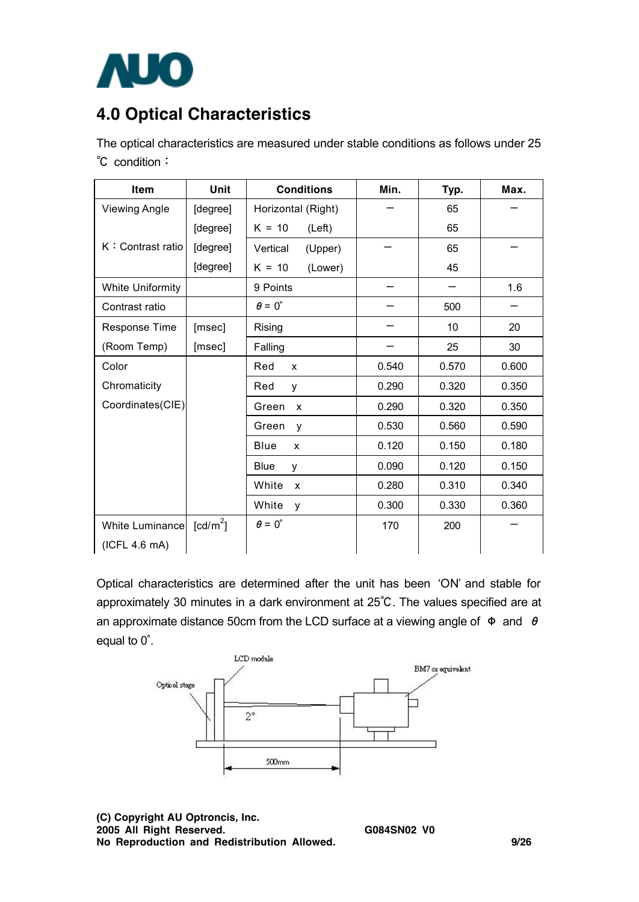# 4.0 Optical Characteristics

The optical characteristics are measured under stable conditions as follows under 25 ℃ condition：

| Item | Unit | Conditions | Min. | Typ. | Max. |
|---|---|---|---|---|---|
| Viewing Angle | [degree] | Horizontal (Right) | — | 65 | — |
| | [degree] | K = 10 (Left) | | 65 | |
| K：Contrast ratio | [degree] | Vertical (Upper) | — | 65 | — |
| | [degree] | K = 10 (Lower) | | 45 | |
| White Uniformity | | 9 Points | — | — | 1.6 |
| Contrast ratio | | $\theta = 0^{\circ}$ | — | 500 | — |
| Response Time | [msec] | Rising | — | 10 | 20 |
| (Room Temp) | [msec] | Falling | — | 25 | 30 |
| Color Chromaticity Coordinates(CIE) | | Red x | 0.540 | 0.570 | 0.600 |
| | | Red y | 0.290 | 0.320 | 0.350 |
| | | Green x | 0.290 | 0.320 | 0.350 |
| | | Green y | 0.530 | 0.560 | 0.590 |
| | | Blue x | 0.120 | 0.150 | 0.180 |
| | | Blue y | 0.090 | 0.120 | 0.150 |
| | | White x | 0.280 | 0.310 | 0.340 |
| | | White y | 0.300 | 0.330 | 0.360 |
| White Luminance (ICFL 4.6 mA) | [cd/m$^2$] | $\theta = 0^{\circ}$ | 170 | 200 | — |

Optical characteristics are determined after the unit has been 'ON' and stable for approximately 30 minutes in a dark environment at 25℃. The values specified are at an approximate distance 50cm from the LCD surface at a viewing angle of Φ and θ equal to 0°.

LCD module

Optical stage

BM7 or equivalent

2°

500mm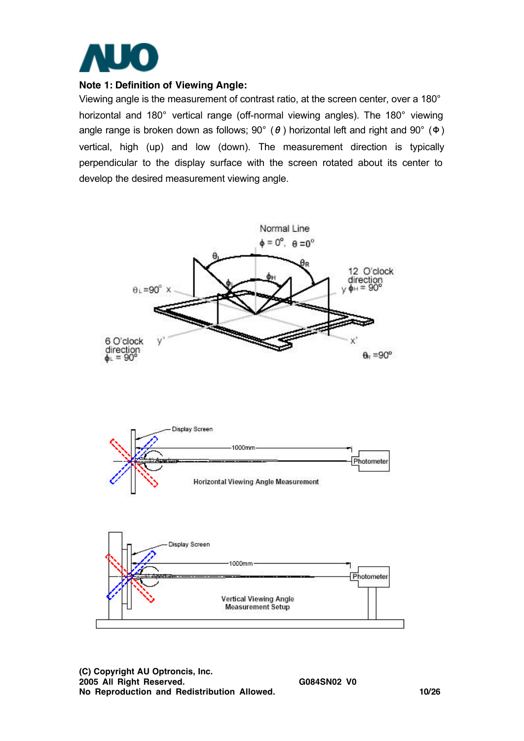**Note 1: Definition of Viewing Angle:**

Viewing angle is the measurement of contrast ratio, at the screen center, over a 180° horizontal and 180° vertical range (off-normal viewing angles). The 180° viewing angle range is broken down as follows; 90° ($\theta$) horizontal left and right and 90° ($\Phi$) vertical, high (up) and low (down). The measurement direction is typically perpendicular to the display surface with the screen rotated about its center to develop the desired measurement viewing angle.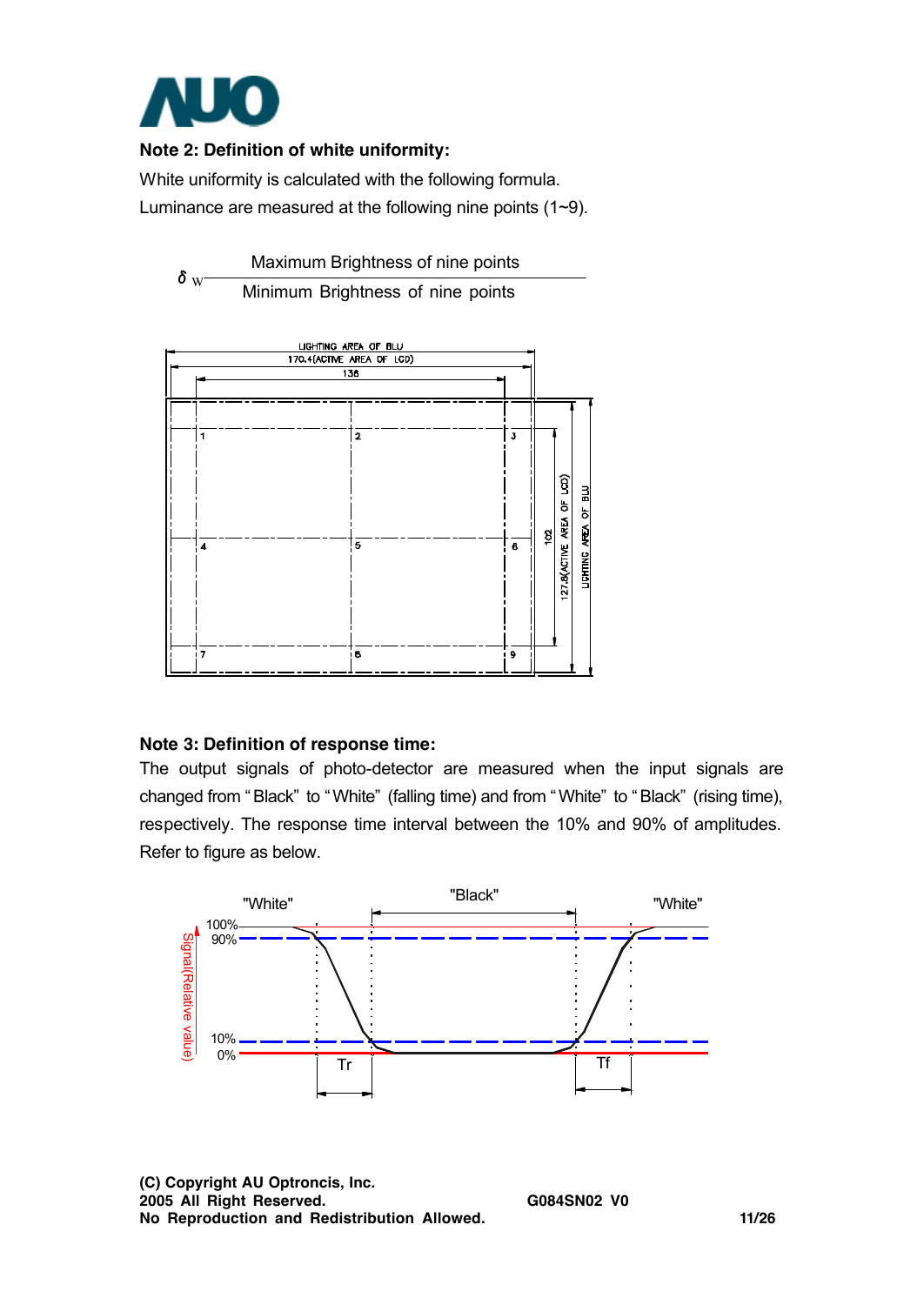**Note 2: Definition of white uniformity:**

White uniformity is calculated with the following formula.

Luminance are measured at the following nine points (1~9).

$$\delta_W = \frac{\text{Maximum Brightness of nine points}}{\text{Minimum Brightness of nine points}}$$

**Note 3: Definition of response time:**

The output signals of photo-detector are measured when the input signals are changed from "Black" to "White" (falling time) and from "White" to "Black" (rising time), respectively. The response time interval between the 10% and 90% of amplitudes. Refer to figure as below.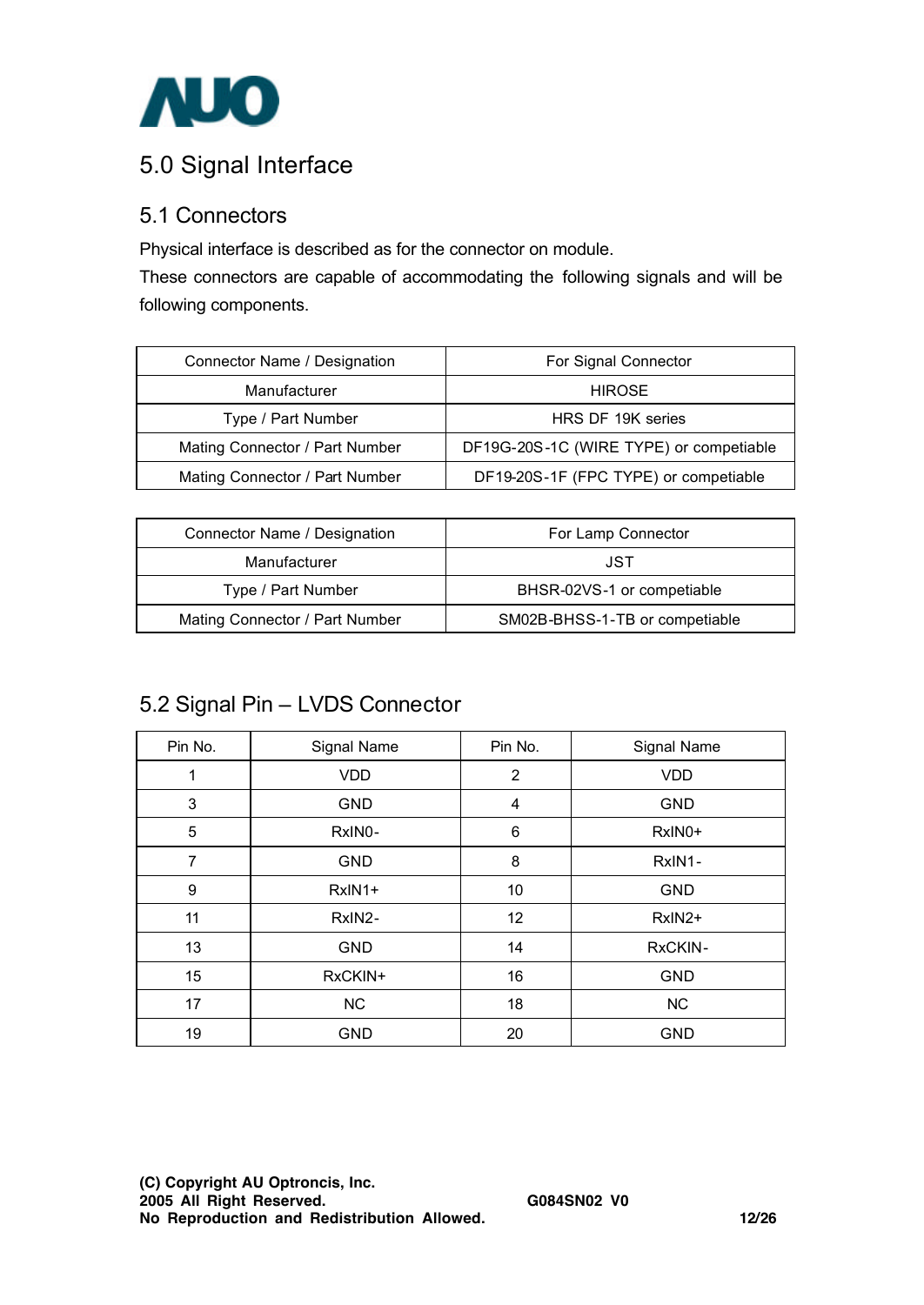# 5.0 Signal Interface

## 5.1 Connectors

Physical interface is described as for the connector on module.

These connectors are capable of accommodating the following signals and will be following components.

| Connector Name / Designation | For Signal Connector |
|---|---|
| Manufacturer | HIROSE |
| Type / Part Number | HRS DF 19K series |
| Mating Connector / Part Number | DF19G-20S-1C (WIRE TYPE) or competiable |
| Mating Connector / Part Number | DF19-20S-1F (FPC TYPE) or competiable |

| Connector Name / Designation | For Lamp Connector |
|---|---|
| Manufacturer | JST |
| Type / Part Number | BHSR-02VS-1 or competiable |
| Mating Connector / Part Number | SM02B-BHSS-1-TB or competiable |

## 5.2 Signal Pin – LVDS Connector

| Pin No. | Signal Name | Pin No. | Signal Name |
|---|---|---|---|
| 1 | VDD | 2 | VDD |
| 3 | GND | 4 | GND |
| 5 | RxIN0- | 6 | RxIN0+ |
| 7 | GND | 8 | RxIN1- |
| 9 | RxIN1+ | 10 | GND |
| 11 | RxIN2- | 12 | RxIN2+ |
| 13 | GND | 14 | RxCKIN- |
| 15 | RxCKIN+ | 16 | GND |
| 17 | NC | 18 | NC |
| 19 | GND | 20 | GND |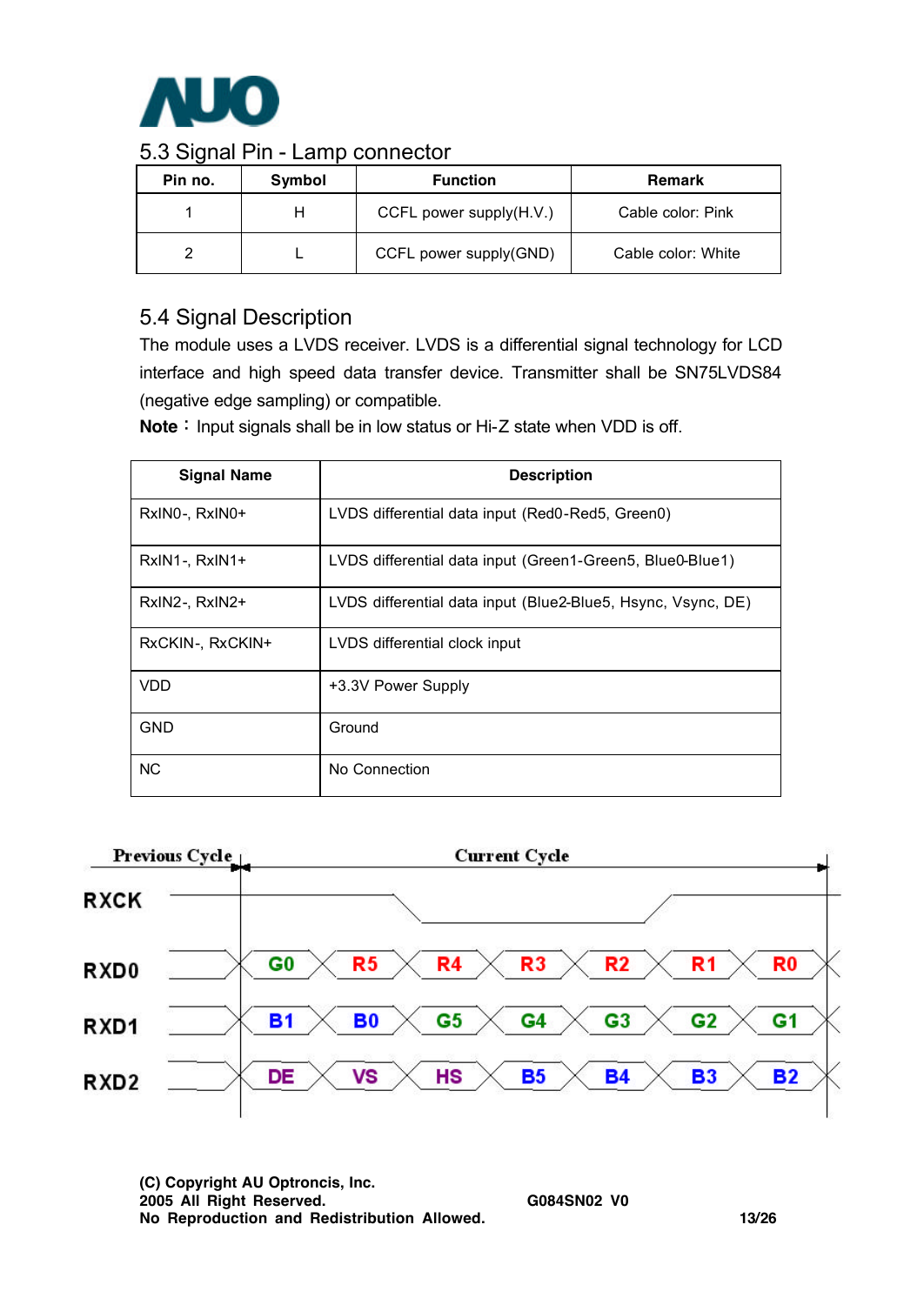## 5.3 Signal Pin - Lamp connector

| Pin no. | Symbol | Function | Remark |
|---|---|---|---|
| 1 | H | CCFL power supply(H.V.) | Cable color: Pink |
| 2 | L | CCFL power supply(GND) | Cable color: White |

## 5.4 Signal Description

The module uses a LVDS receiver. LVDS is a differential signal technology for LCD interface and high speed data transfer device. Transmitter shall be SN75LVDS84 (negative edge sampling) or compatible.

**Note：** Input signals shall be in low status or Hi-Z state when VDD is off.

| Signal Name | Description |
|---|---|
| RxIN0-, RxIN0+ | LVDS differential data input (Red0-Red5, Green0) |
| RxIN1-, RxIN1+ | LVDS differential data input (Green1-Green5, Blue0-Blue1) |
| RxIN2-, RxIN2+ | LVDS differential data input (Blue2-Blue5, Hsync, Vsync, DE) |
| RxCKIN-, RxCKIN+ | LVDS differential clock input |
| VDD | +3.3V Power Supply |
| GND | Ground |
| NC | No Connection |

| | Previous Cycle | Current Cycle | | | | | | |
|---|---|---|---|---|---|---|---|---|
| RXCK | | | | | | | | |
| RXD0 | | G0 | R5 | R4 | R3 | R2 | R1 | R0 |
| RXD1 | | B1 | B0 | G5 | G4 | G3 | G2 | G1 |
| RXD2 | | DE | VS | HS | B5 | B4 | B3 | B2 |

(C) Copyright AU Optroncis, Inc.
2005 All Right Reserved.
No Reproduction and Redistribution Allowed.

G084SN02 V0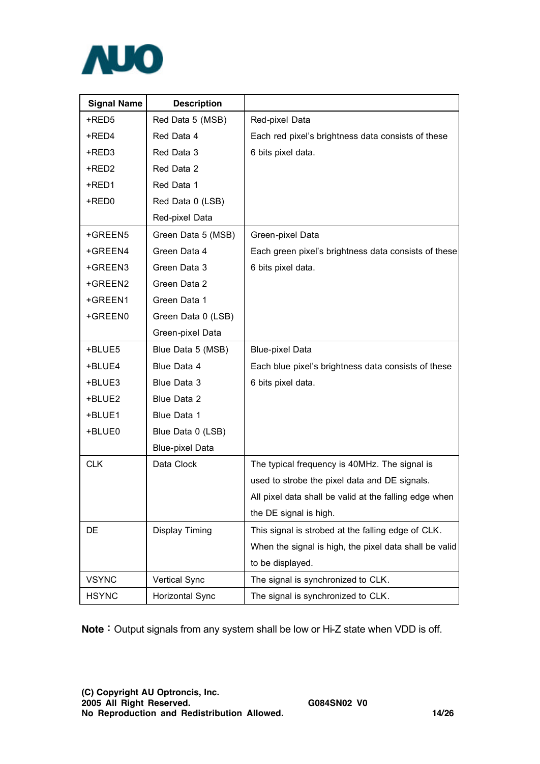| Signal Name | Description | |
|---|---|---|
| +RED5<br>+RED4<br>+RED3<br>+RED2<br>+RED1<br>+RED0 | Red Data 5 (MSB)<br>Red Data 4<br>Red Data 3<br>Red Data 2<br>Red Data 1<br>Red Data 0 (LSB)<br>Red-pixel Data | Red-pixel Data<br>Each red pixel's brightness data consists of these 6 bits pixel data. |
| +GREEN5<br>+GREEN4<br>+GREEN3<br>+GREEN2<br>+GREEN1<br>+GREEN0 | Green Data 5 (MSB)<br>Green Data 4<br>Green Data 3<br>Green Data 2<br>Green Data 1<br>Green Data 0 (LSB)<br>Green-pixel Data | Green-pixel Data<br>Each green pixel's brightness data consists of these 6 bits pixel data. |
| +BLUE5<br>+BLUE4<br>+BLUE3<br>+BLUE2<br>+BLUE1<br>+BLUE0 | Blue Data 5 (MSB)<br>Blue Data 4<br>Blue Data 3<br>Blue Data 2<br>Blue Data 1<br>Blue Data 0 (LSB)<br>Blue-pixel Data | Blue-pixel Data<br>Each blue pixel's brightness data consists of these 6 bits pixel data. |
| CLK | Data Clock | The typical frequency is 40MHz. The signal is used to strobe the pixel data and DE signals. All pixel data shall be valid at the falling edge when the DE signal is high. |
| DE | Display Timing | This signal is strobed at the falling edge of CLK. When the signal is high, the pixel data shall be valid to be displayed. |
| VSYNC | Vertical Sync | The signal is synchronized to CLK. |
| HSYNC | Horizontal Sync | The signal is synchronized to CLK. |

**Note**：Output signals from any system shall be low or Hi-Z state when VDD is off.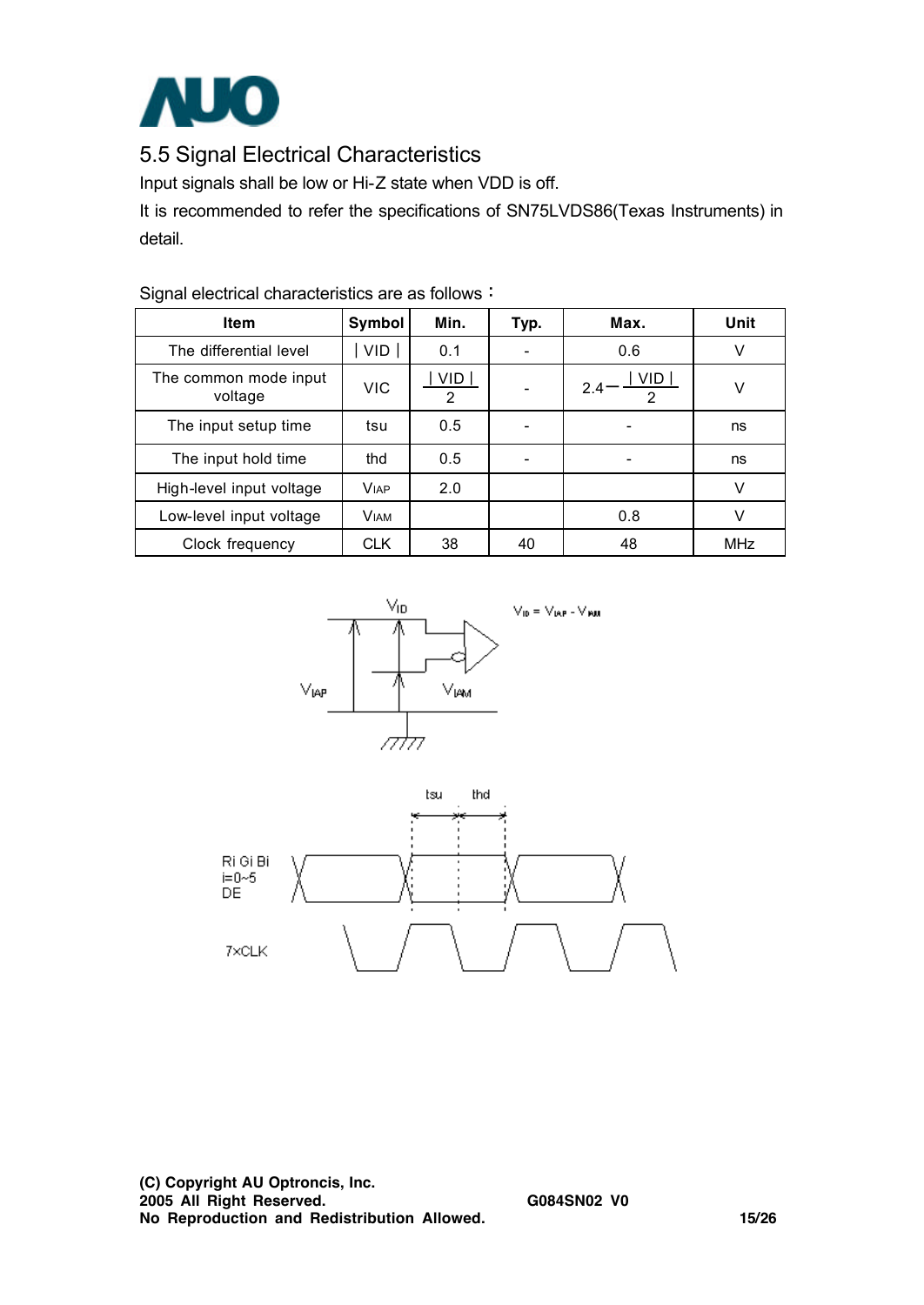## 5.5 Signal Electrical Characteristics

Input signals shall be low or Hi-Z state when VDD is off.

It is recommended to refer the specifications of SN75LVDS86(Texas Instruments) in detail.

Signal electrical characteristics are as follows：

| Item | Symbol | Min. | Typ. | Max. | Unit |
|---|---|---|---|---|---|
| The differential level | $\lvert VID \rvert$ | 0.1 | - | 0.6 | V |
| The common mode input voltage | VIC | $\frac{\lvert VID \rvert}{2}$ | - | $2.4-\frac{\lvert VID \rvert}{2}$ | V |
| The input setup time | tsu | 0.5 | - | - | ns |
| The input hold time | thd | 0.5 | - | - | ns |
| High-level input voltage | $V_{IAP}$ | 2.0 | | | V |
| Low-level input voltage | $V_{IAM}$ | | | 0.8 | V |
| Clock frequency | CLK | 38 | 40 | 48 | MHz |

$V_{ID} = V_{IAP} - V_{IAM}$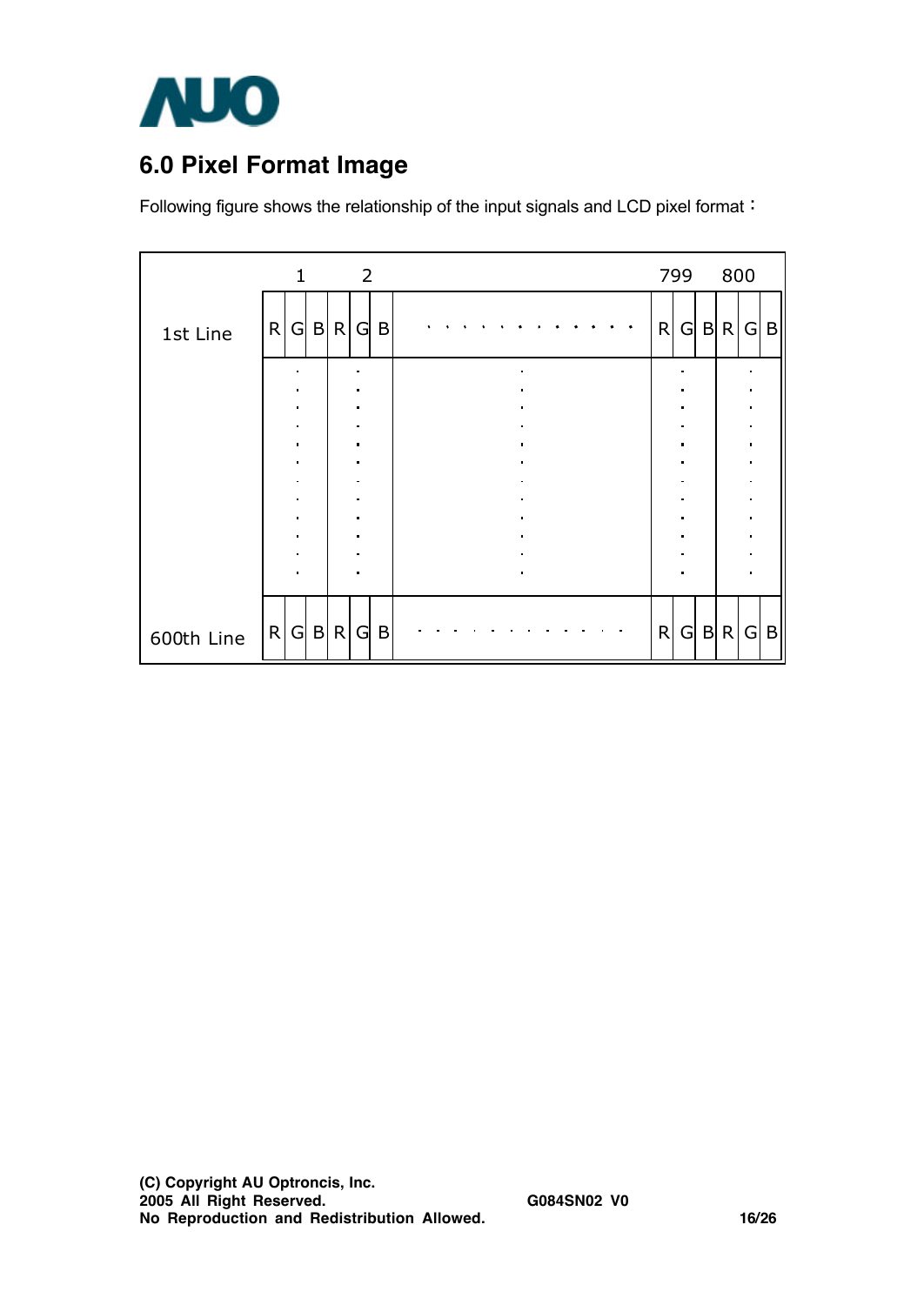## 6.0 Pixel Format Image

Following figure shows the relationship of the input signals and LCD pixel format：

| | 1 | | | 2 | | | | 799 | | | 800 | | |
|---|---|---|---|---|---|---|---|---|---|---|---|---|---|
| 1st Line | R | G | B | R | G | B | . . . . . . . . . . . . | R | G | B | R | G | B |
| | | ⋮ | | | ⋮ | | ⋮ | | ⋮ | | | ⋮ | |
| 600th Line | R | G | B | R | G | B | . . . . . . . . . . . . | R | G | B | R | G | B |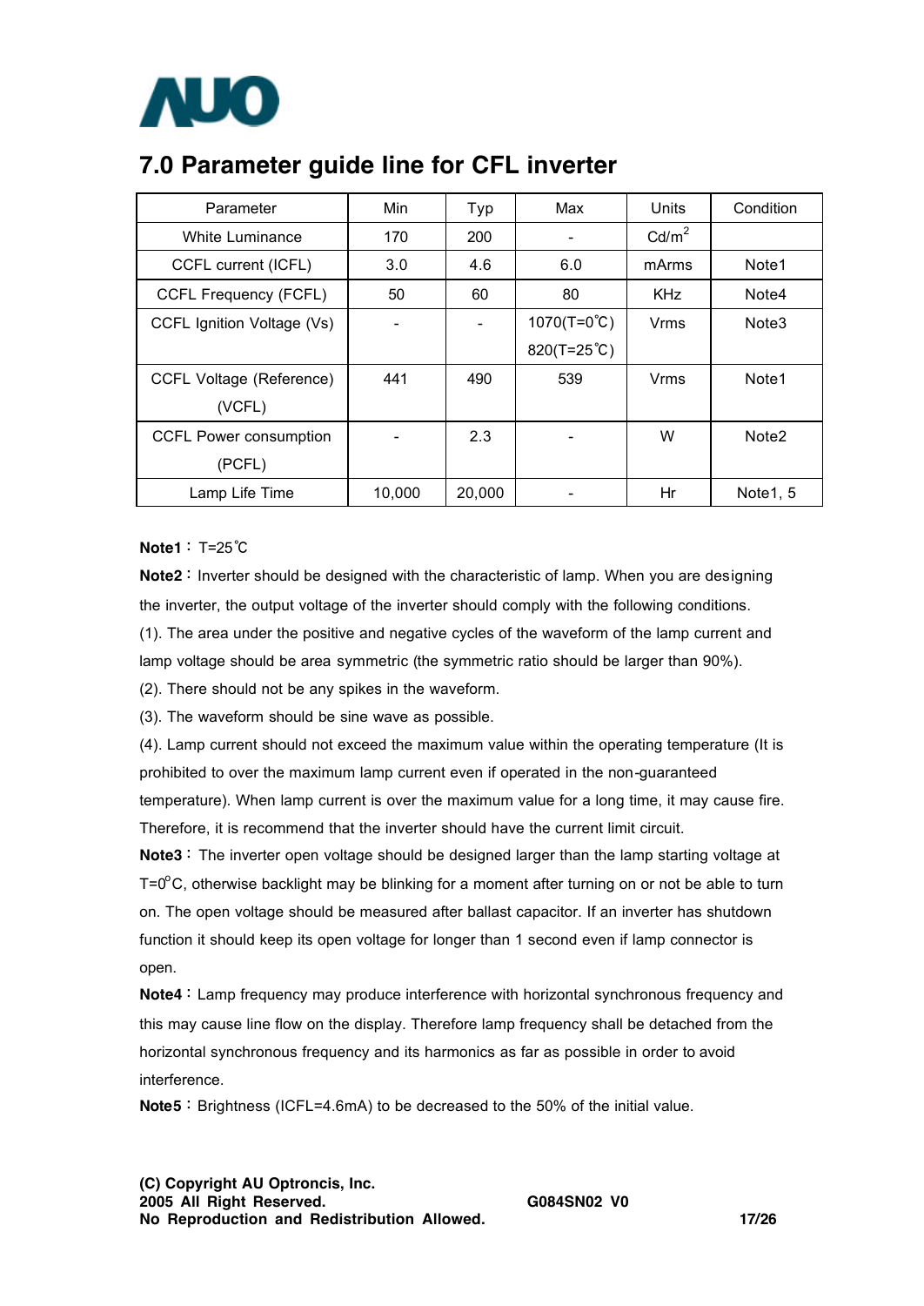## 7.0 Parameter guide line for CFL inverter

| Parameter | Min | Typ | Max | Units | Condition |
|---|---|---|---|---|---|
| White Luminance | 170 | 200 | - | Cd/m$^2$ | |
| CCFL current (ICFL) | 3.0 | 4.6 | 6.0 | mArms | Note1 |
| CCFL Frequency (FCFL) | 50 | 60 | 80 | KHz | Note4 |
| CCFL Ignition Voltage (Vs) | - | - | 1070(T=0℃) 820(T=25℃) | Vrms | Note3 |
| CCFL Voltage (Reference) (VCFL) | 441 | 490 | 539 | Vrms | Note1 |
| CCFL Power consumption (PCFL) | - | 2.3 | - | W | Note2 |
| Lamp Life Time | 10,000 | 20,000 | - | Hr | Note1, 5 |

**Note1**：T=25℃

**Note2**：Inverter should be designed with the characteristic of lamp. When you are designing the inverter, the output voltage of the inverter should comply with the following conditions.

(1). The area under the positive and negative cycles of the waveform of the lamp current and lamp voltage should be area symmetric (the symmetric ratio should be larger than 90%).

(2). There should not be any spikes in the waveform.

(3). The waveform should be sine wave as possible.

(4). Lamp current should not exceed the maximum value within the operating temperature (It is prohibited to over the maximum lamp current even if operated in the non-guaranteed temperature). When lamp current is over the maximum value for a long time, it may cause fire. Therefore, it is recommend that the inverter should have the current limit circuit.

**Note3**：The inverter open voltage should be designed larger than the lamp starting voltage at T=0°C, otherwise backlight may be blinking for a moment after turning on or not be able to turn on. The open voltage should be measured after ballast capacitor. If an inverter has shutdown function it should keep its open voltage for longer than 1 second even if lamp connector is open.

**Note4**：Lamp frequency may produce interference with horizontal synchronous frequency and this may cause line flow on the display. Therefore lamp frequency shall be detached from the horizontal synchronous frequency and its harmonics as far as possible in order to avoid interference.

**Note5**：Brightness (ICFL=4.6mA) to be decreased to the 50% of the initial value.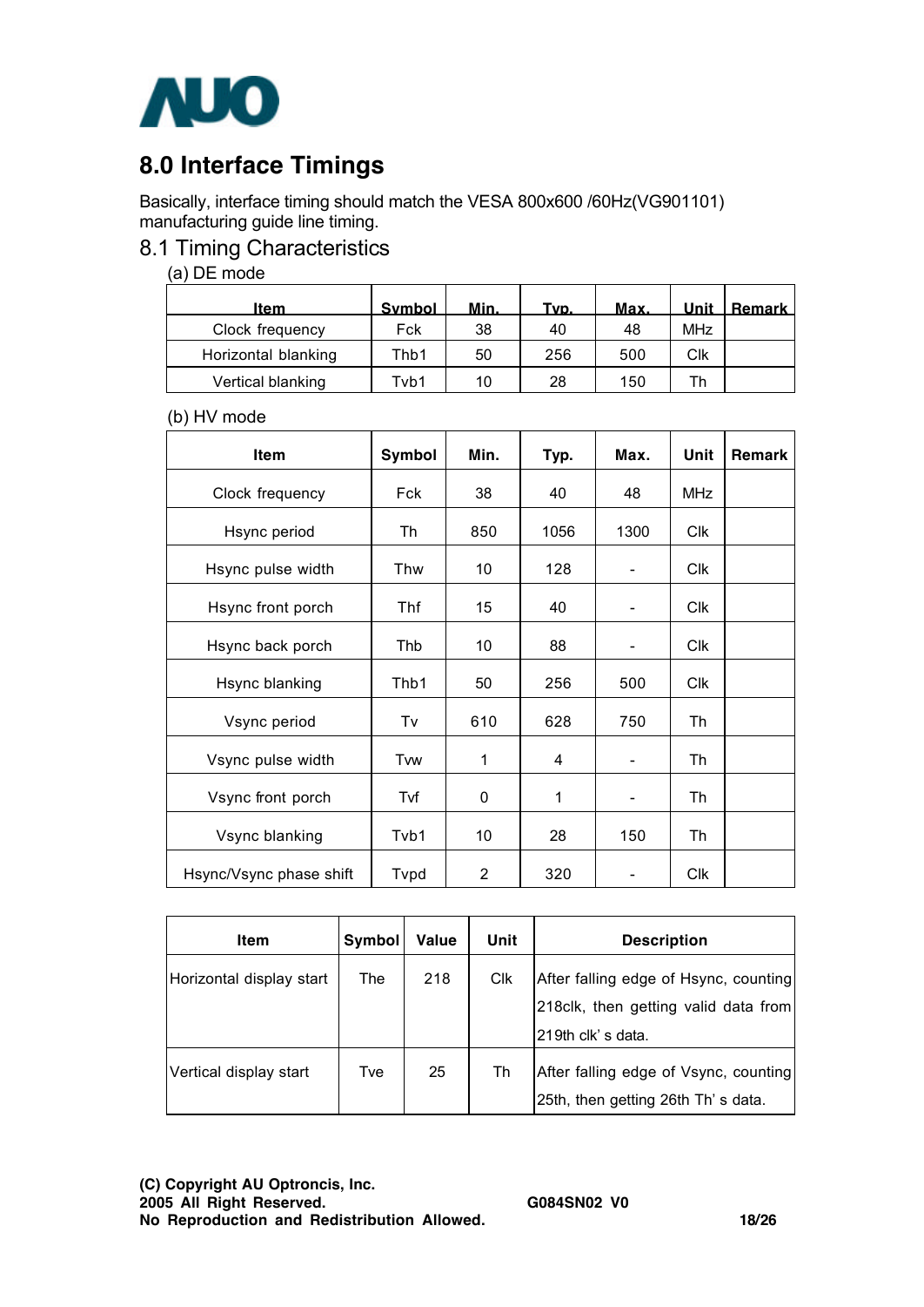## 8.0 Interface Timings

Basically, interface timing should match the VESA 800x600 /60Hz(VG901101) manufacturing guide line timing.

### 8.1 Timing Characteristics

(a) DE mode

| Item | Symbol | Min. | Typ. | Max. | Unit | Remark |
|---|---|---|---|---|---|---|
| Clock frequency | Fck | 38 | 40 | 48 | MHz | |
| Horizontal blanking | Thb1 | 50 | 256 | 500 | Clk | |
| Vertical blanking | Tvb1 | 10 | 28 | 150 | Th | |

(b) HV mode

| Item | Symbol | Min. | Typ. | Max. | Unit | Remark |
|---|---|---|---|---|---|---|
| Clock frequency | Fck | 38 | 40 | 48 | MHz | |
| Hsync period | Th | 850 | 1056 | 1300 | Clk | |
| Hsync pulse width | Thw | 10 | 128 | - | Clk | |
| Hsync front porch | Thf | 15 | 40 | - | Clk | |
| Hsync back porch | Thb | 10 | 88 | - | Clk | |
| Hsync blanking | Thb1 | 50 | 256 | 500 | Clk | |
| Vsync period | Tv | 610 | 628 | 750 | Th | |
| Vsync pulse width | Tvw | 1 | 4 | - | Th | |
| Vsync front porch | Tvf | 0 | 1 | - | Th | |
| Vsync blanking | Tvb1 | 10 | 28 | 150 | Th | |
| Hsync/Vsync phase shift | Tvpd | 2 | 320 | - | Clk | |

| Item | Symbol | Value | Unit | Description |
|---|---|---|---|---|
| Horizontal display start | The | 218 | Clk | After falling edge of Hsync, counting 218clk, then getting valid data from 219th clk' s data. |
| Vertical display start | Tve | 25 | Th | After falling edge of Vsync, counting 25th, then getting 26th Th' s data. |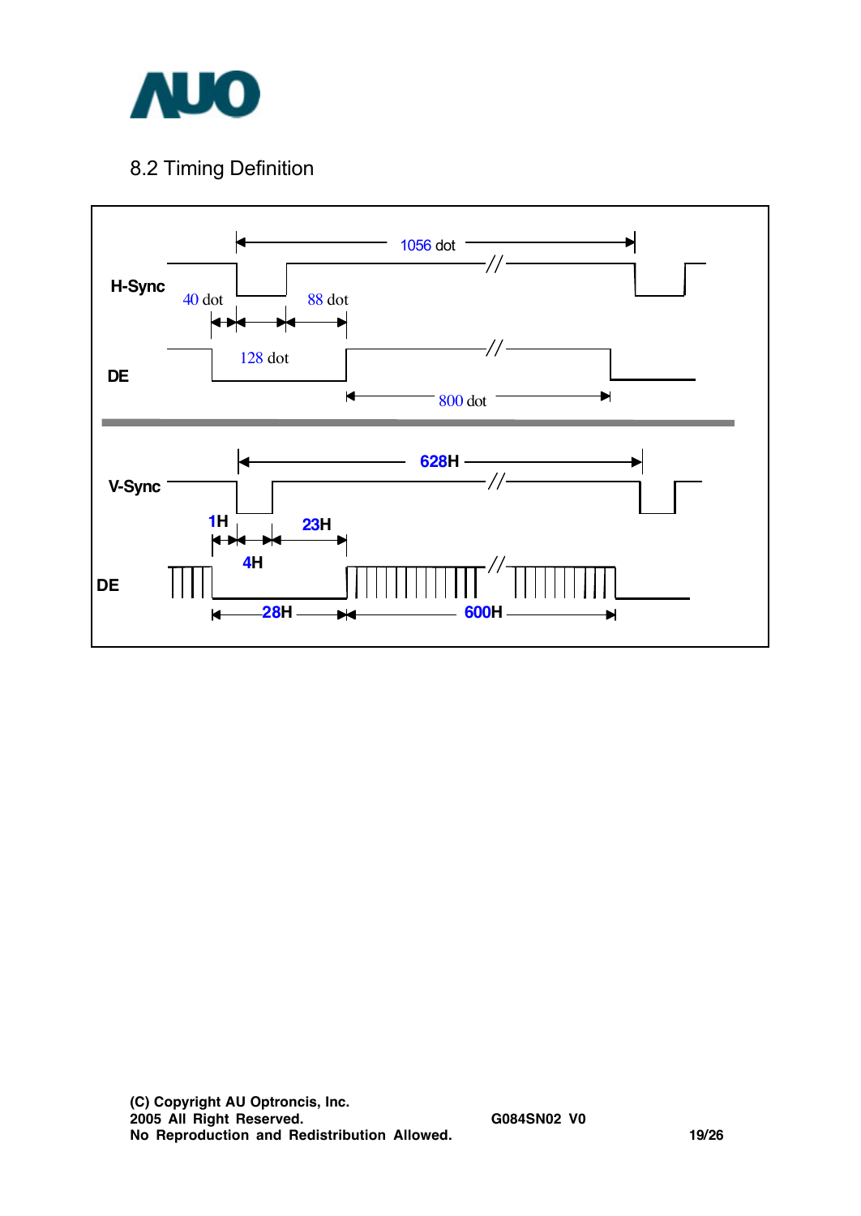## 8.2 Timing Definition

H-Sync

1056 dot

40 dot

88 dot

128 dot

DE

800 dot

V-Sync

628H

1H

23H

4H

DE

28H

600H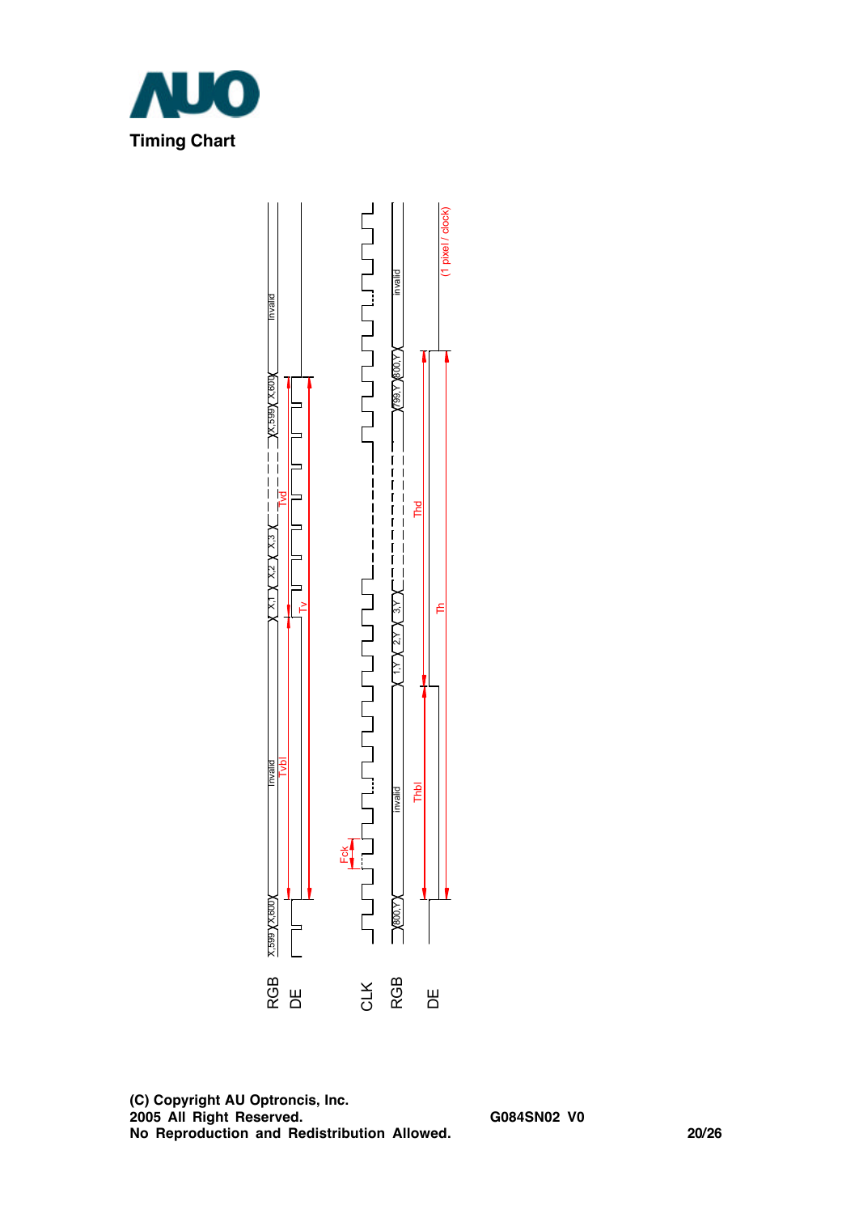## Timing Chart

RGB

DE

CLK

RGB

DE

X,599 X,600 Invalid X,1 X,2 X,3 X,599 X,600 Invalid

Tvbl Tvd Tv

Fck

800,Y Invalid 1,Y 2,Y 3,Y 799,Y 800,Y Invalid

Thbl Thd Th

(1 pixel / clock)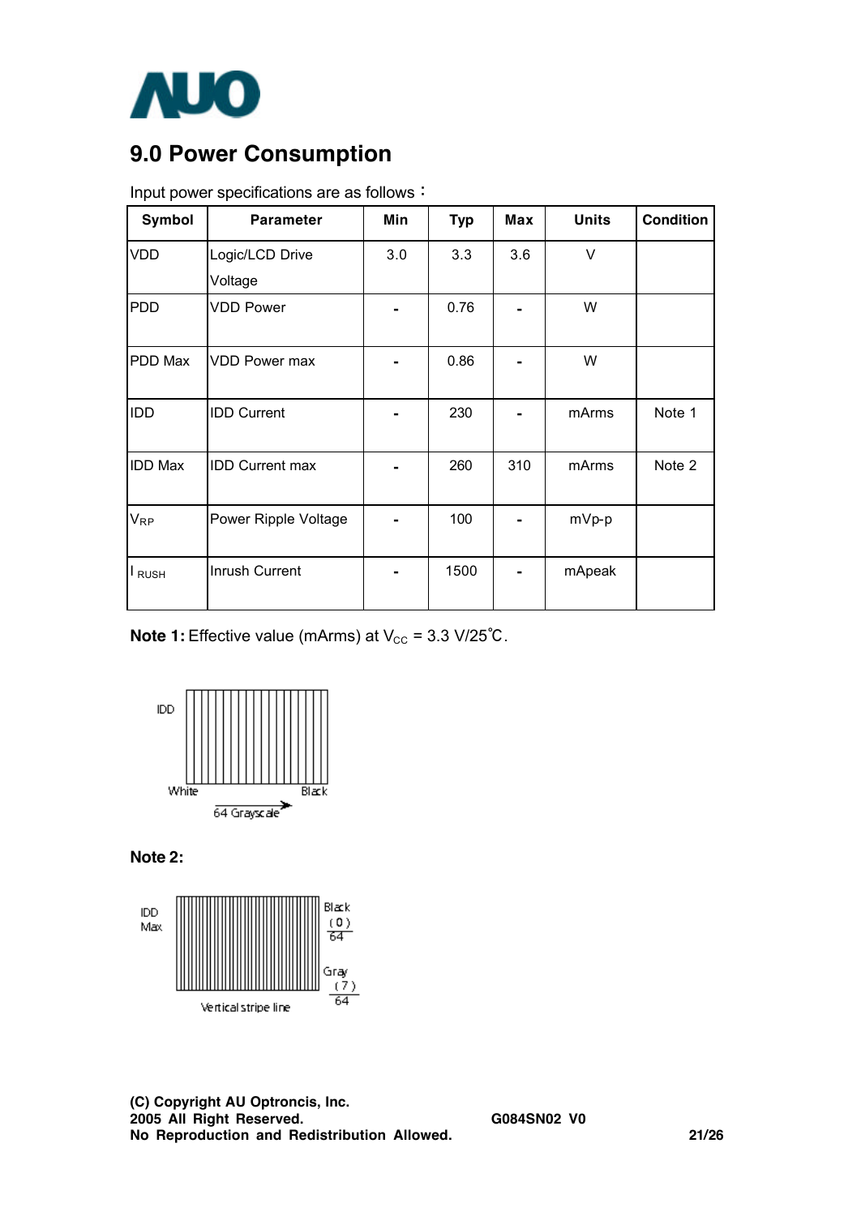## 9.0 Power Consumption

Input power specifications are as follows：

| Symbol | Parameter | Min | Typ | Max | Units | Condition |
|---|---|---|---|---|---|---|
| VDD | Logic/LCD Drive Voltage | 3.0 | 3.3 | 3.6 | V | |
| PDD | VDD Power | - | 0.76 | - | W | |
| PDD Max | VDD Power max | - | 0.86 | - | W | |
| IDD | IDD Current | - | 230 | - | mArms | Note 1 |
| IDD Max | IDD Current max | - | 260 | 310 | mArms | Note 2 |
| $V_{RP}$ | Power Ripple Voltage | - | 100 | - | mVp-p | |
| $I_{RUSH}$ | Inrush Current | - | 1500 | - | mApeak | |

**Note 1:** Effective value (mArms) at $V_{CC}$ = 3.3 V/25℃.

IDD

White Black

64 Grayscale

**Note 2:**

IDD Max

Black (0)/64

Gray (7)/64

Vertical stripe line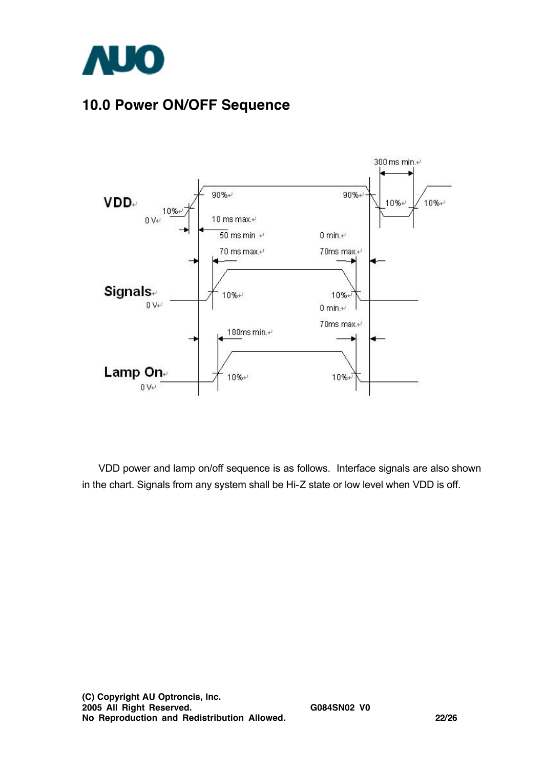## 10.0 Power ON/OFF Sequence

VDD power and lamp on/off sequence is as follows. Interface signals are also shown in the chart. Signals from any system shall be Hi-Z state or low level when VDD is off.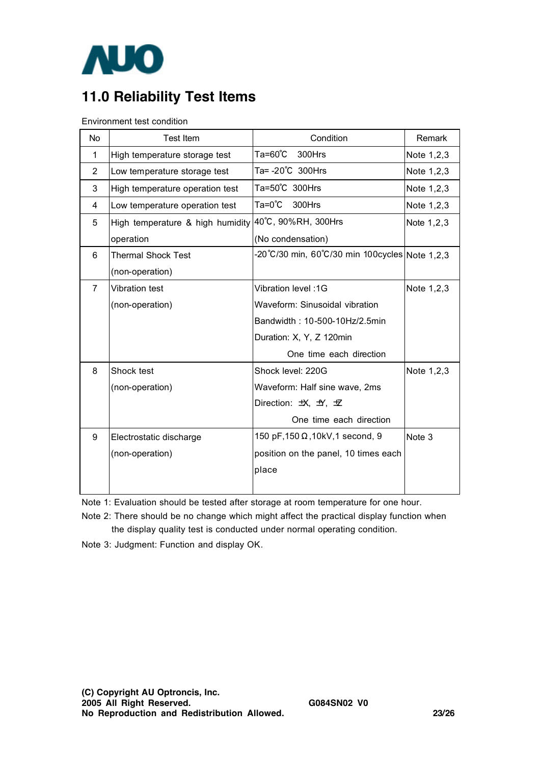## 11.0 Reliability Test Items

Environment test condition

| No | Test Item | Condition | Remark |
|---|---|---|---|
| 1 | High temperature storage test | Ta=60℃ 300Hrs | Note 1,2,3 |
| 2 | Low temperature storage test | Ta= -20℃ 300Hrs | Note 1,2,3 |
| 3 | High temperature operation test | Ta=50℃ 300Hrs | Note 1,2,3 |
| 4 | Low temperature operation test | Ta=0℃ 300Hrs | Note 1,2,3 |
| 5 | High temperature & high humidity operation | 40℃, 90%RH, 300Hrs (No condensation) | Note 1,2,3 |
| 6 | Thermal Shock Test (non-operation) | -20℃/30 min, 60℃/30 min 100cycles | Note 1,2,3 |
| 7 | Vibration test (non-operation) | Vibration level :1G<br>Waveform: Sinusoidal vibration<br>Bandwidth : 10-500-10Hz/2.5min<br>Duration: X, Y, Z 120min<br>One time each direction | Note 1,2,3 |
| 8 | Shock test (non-operation) | Shock level: 220G<br>Waveform: Half sine wave, 2ms<br>Direction: ±X, ±Y, ±Z<br>One time each direction | Note 1,2,3 |
| 9 | Electrostatic discharge (non-operation) | 150 pF,150Ω,10kV,1 second, 9 position on the panel, 10 times each place | Note 3 |

Note 1: Evaluation should be tested after storage at room temperature for one hour.

Note 2: There should be no change which might affect the practical display function when the display quality test is conducted under normal operating condition.

Note 3: Judgment: Function and display OK.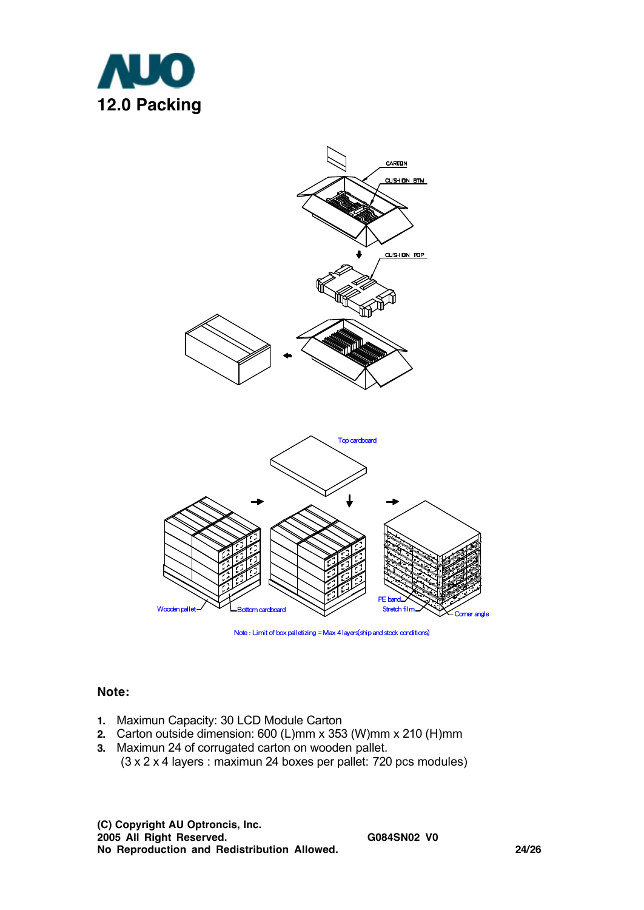# 12.0 Packing

CARTON

CUSHION BTM

CUSHION TOP

Top cardboard

Wooden pallet

Bottom cardboard

PE band

Stretch film

Corner angle

Note : Limit of box palletizing = Max 4 layers(ship and stock conditions)

**Note:**

1. Maximun Capacity: 30 LCD Module Carton
2. Carton outside dimension: 600 (L)mm x 353 (W)mm x 210 (H)mm
3. Maximun 24 of corrugated carton on wooden pallet.
   (3 x 2 x 4 layers : maximun 24 boxes per pallet: 720 pcs modules)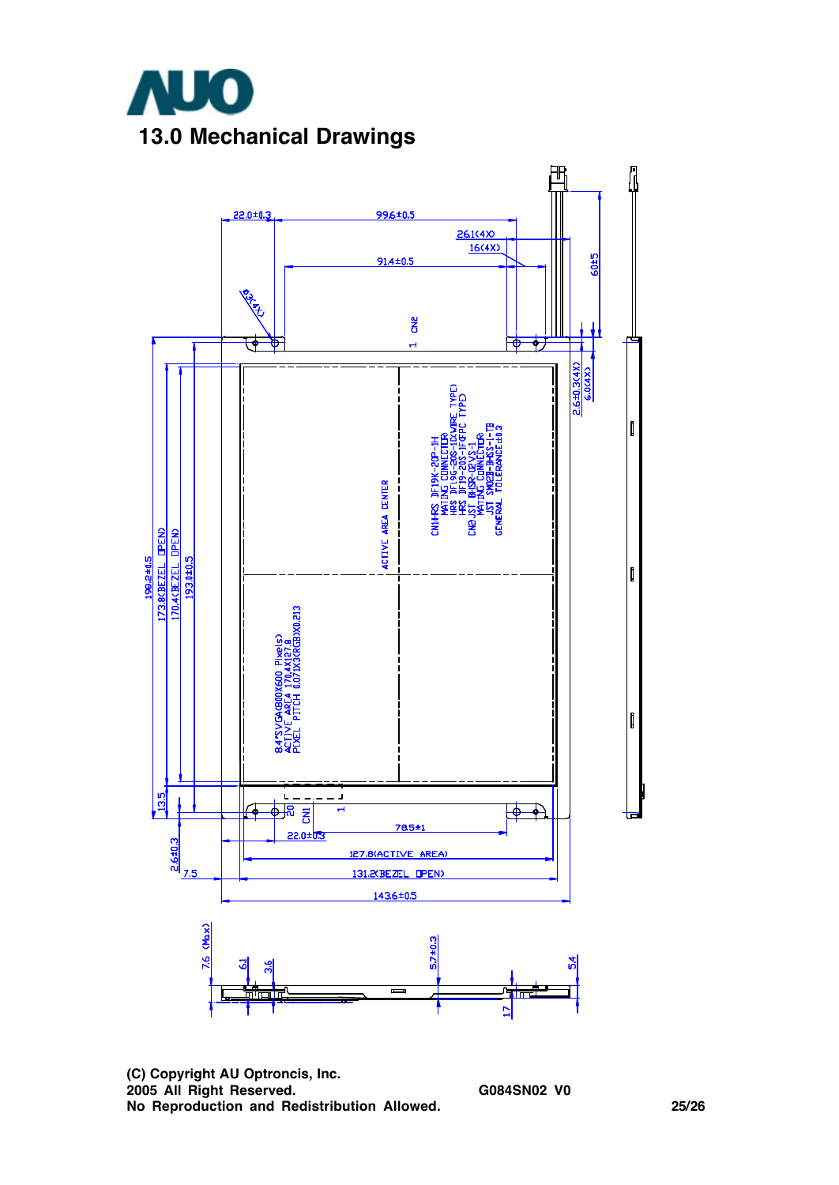## 13.0 Mechanical Drawings

8.4"SVGA(800X600 Pixels)
ACTIVE AREA 170.4X127.8
PIXEL PITCH 0.071X3(RGB)X0.213

CN1:HRS DF19K-20P-1H
MATING CONNECTOR
HRS DF19G-20S-1C(WIRE TYPE)
HRS DF19-20S-1F(FPC TYPE)
CN2:JST BHSR-02VS-1
MATING CONNECTOR
JST SM02B-BHSS-1-TB
GENERAL TOLERANCE ±0.3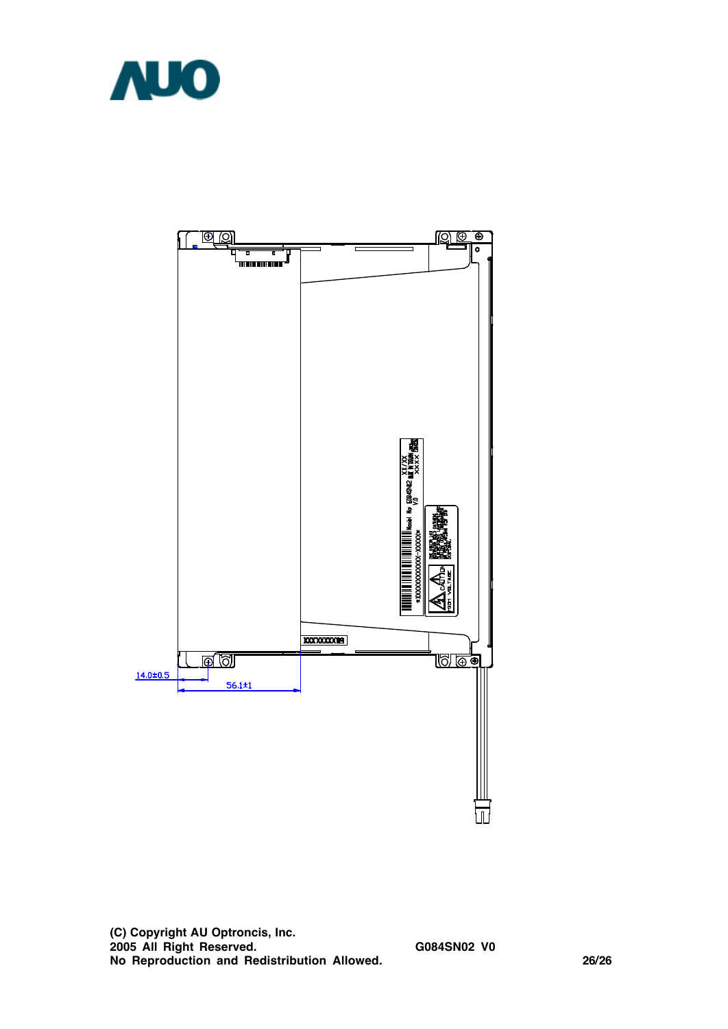14.0±0.5

56.1±1